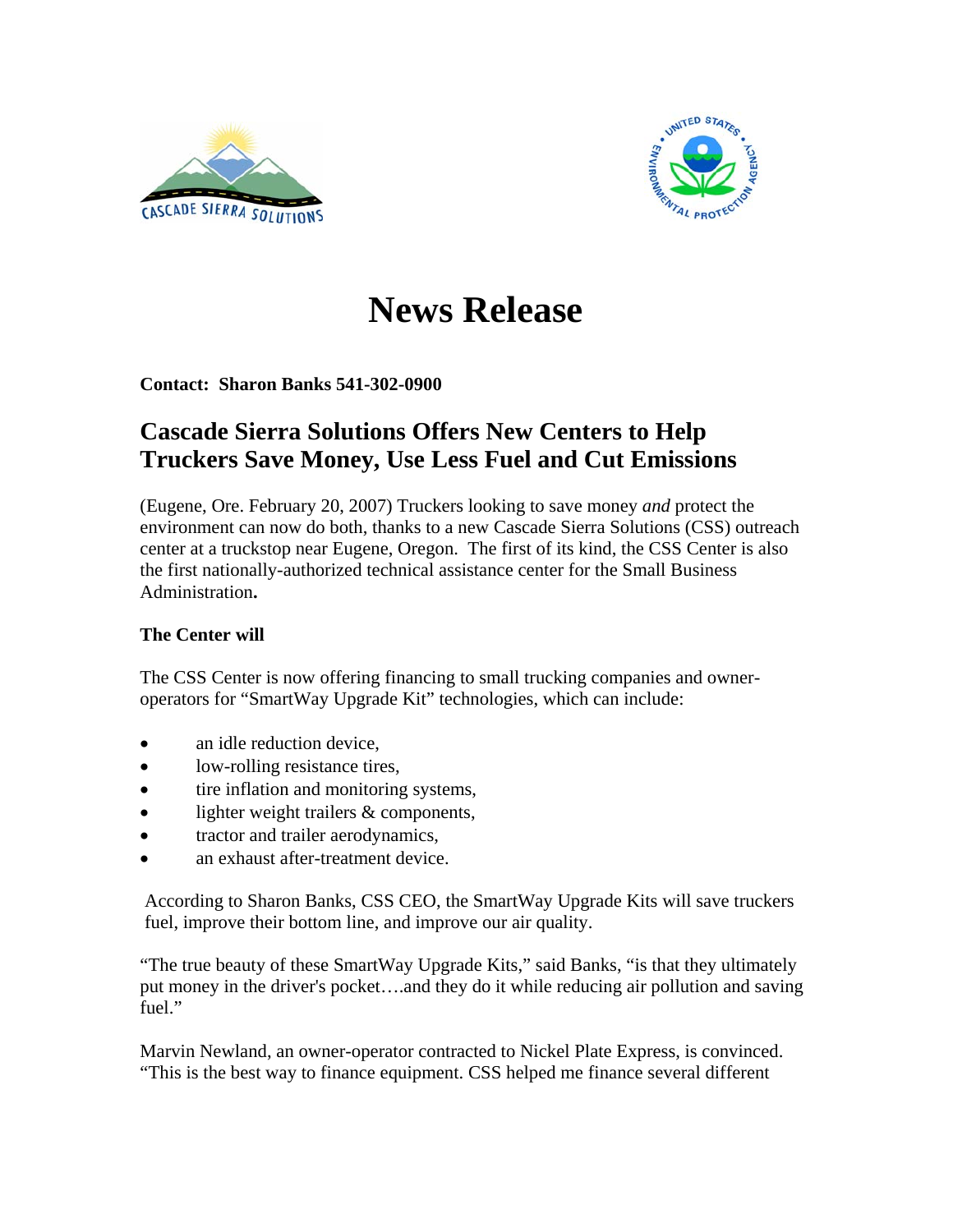# News Release

**Contact: Sharon Banks 541-302-0900**

## Cascade Sierra Solutions Offers New Centers to Help Truckers Save Money, Use Less Fuel and Cut Emissions

(Eugene, Ore. February 20, 2007) Truckers looking to save money *and* protect the environment can now do both, thanks to a new Cascade Sierra Solutions (CSS) outreach center at a truckstop near Eugene, Oregon. The first of its kind, the CSS Center is also the first nationally-authorized technical assistance center for the Small Business Administration**.**

**The Center will**

The CSS Center is now offering financing to small trucking companies and owner-operators for "SmartWay Upgrade Kit" technologies, which can include:

- an idle reduction device,
- low-rolling resistance tires,
- tire inflation and monitoring systems,
- lighter weight trailers & components,
- tractor and trailer aerodynamics,
- an exhaust after-treatment device.

According to Sharon Banks, CSS CEO, the SmartWay Upgrade Kits will save truckers fuel, improve their bottom line, and improve our air quality.

"The true beauty of these SmartWay Upgrade Kits," said Banks, "is that they ultimately put money in the driver's pocket….and they do it while reducing air pollution and saving fuel."

Marvin Newland, an owner-operator contracted to Nickel Plate Express, is convinced. "This is the best way to finance equipment. CSS helped me finance several different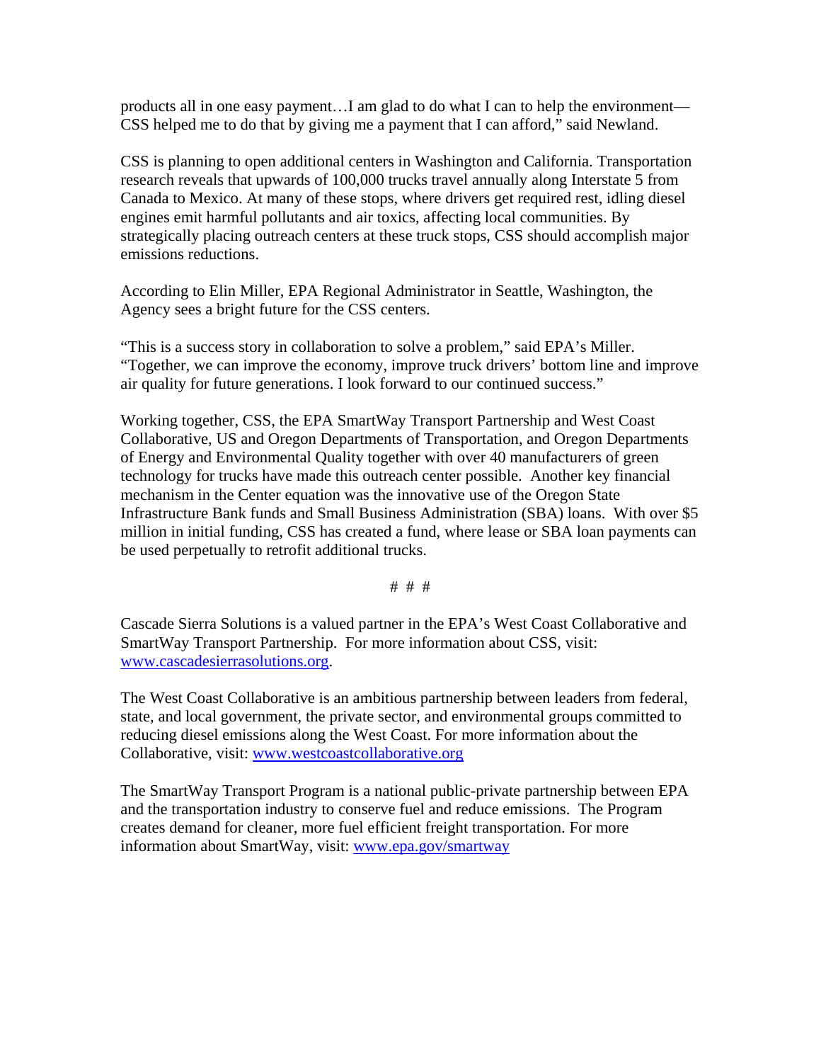products all in one easy payment…I am glad to do what I can to help the environment—CSS helped me to do that by giving me a payment that I can afford," said Newland.

CSS is planning to open additional centers in Washington and California. Transportation research reveals that upwards of 100,000 trucks travel annually along Interstate 5 from Canada to Mexico. At many of these stops, where drivers get required rest, idling diesel engines emit harmful pollutants and air toxics, affecting local communities. By strategically placing outreach centers at these truck stops, CSS should accomplish major emissions reductions.

According to Elin Miller, EPA Regional Administrator in Seattle, Washington, the Agency sees a bright future for the CSS centers.

"This is a success story in collaboration to solve a problem," said EPA's Miller. "Together, we can improve the economy, improve truck drivers' bottom line and improve air quality for future generations. I look forward to our continued success."

Working together, CSS, the EPA SmartWay Transport Partnership and West Coast Collaborative, US and Oregon Departments of Transportation, and Oregon Departments of Energy and Environmental Quality together with over 40 manufacturers of green technology for trucks have made this outreach center possible. Another key financial mechanism in the Center equation was the innovative use of the Oregon State Infrastructure Bank funds and Small Business Administration (SBA) loans. With over $5 million in initial funding, CSS has created a fund, where lease or SBA loan payments can be used perpetually to retrofit additional trucks.

# # #

Cascade Sierra Solutions is a valued partner in the EPA's West Coast Collaborative and SmartWay Transport Partnership. For more information about CSS, visit: [www.cascadesierrasolutions.org](http://www.cascadesierrasolutions.org).

The West Coast Collaborative is an ambitious partnership between leaders from federal, state, and local government, the private sector, and environmental groups committed to reducing diesel emissions along the West Coast. For more information about the Collaborative, visit: [www.westcoastcollaborative.org](http://www.westcoastcollaborative.org)

The SmartWay Transport Program is a national public-private partnership between EPA and the transportation industry to conserve fuel and reduce emissions. The Program creates demand for cleaner, more fuel efficient freight transportation. For more information about SmartWay, visit: [www.epa.gov/smartway](http://www.epa.gov/smartway)